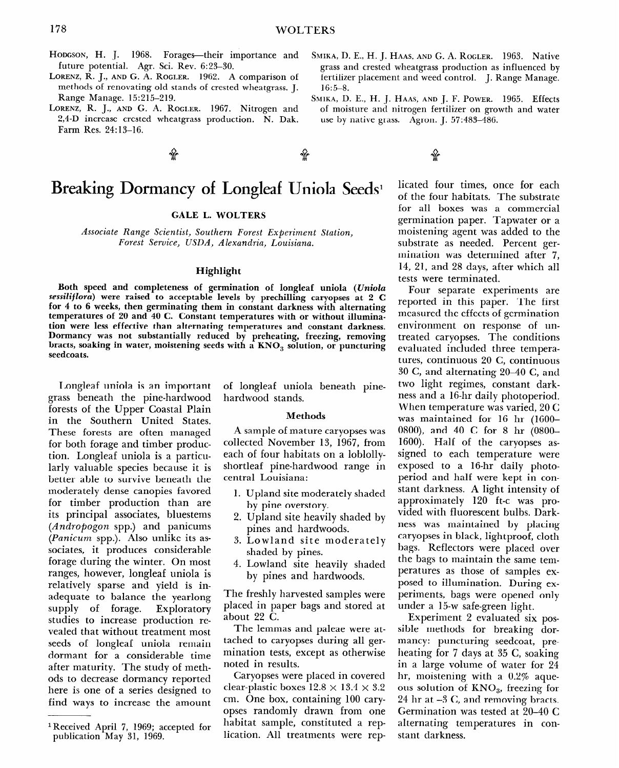HODGSON, H. J. 1968. Forages—their importance and future potential. Agr. Sci. Rev. 6:23–30.

LORENZ, R. J., AND G. A. ROGLER. 1962. A comparison of methods of renovating old stands of crested wheatgrass. J. Range Manage. 15:215–219.

LORENZ, R. J., AND G. A. ROGLER. 1967. Nitrogen and 2,4-D increase crested wheatgrass production. N. Dak. Farm Res. 24:13–16.

SMIKA, D. E., H. J. HAAS, AND G. A. ROGLER. 1963. Native grass and crested wheatgrass production as influenced by fertilizer placement and weed control. J. Range Manage. 16:5–8.

SMIKA, D. E., H. J. HAAS, AND J. F. POWER. 1965. Effects of moisture and nitrogen fertilizer on growth and water use by native grass. Agron. J. 57:483–486.

# Breaking Dormancy of Longleaf Uniola Seeds[1]

GALE L. WOLTERS

*Associate Range Scientist, Southern Forest Experiment Station, Forest Service, USDA, Alexandria, Louisiana.*

### Highlight

**Both speed and completeness of germination of longleaf uniola (*Uniola sessiliflora*) were raised to acceptable levels by prechilling caryopses at 2 C for 4 to 6 weeks, then germinating them in constant darkness with alternating temperatures of 20 and 40 C. Constant temperatures with or without illumination were less effective than alternating temperatures and constant darkness. Dormancy was not substantially reduced by preheating, freezing, removing bracts, soaking in water, moistening seeds with a $KNO_3$ solution, or puncturing seedcoats.**

Longleaf uniola is an important grass beneath the pine-hardwood forests of the Upper Coastal Plain in the Southern United States. These forests are often managed for both forage and timber production. Longleaf uniola is a particularly valuable species because it is better able to survive beneath the moderately dense canopies favored for timber production than are its principal associates, bluestems (*Andropogon* spp.) and panicums (*Panicum* spp.). Also unlike its associates, it produces considerable forage during the winter. On most ranges, however, longleaf uniola is relatively sparse and yield is inadequate to balance the yearlong supply of forage. Exploratory studies to increase production revealed that without treatment most seeds of longleaf uniola remain dormant for a considerable time after maturity. The study of methods to decrease dormancy reported here is one of a series designed to find ways to increase the amount of longleaf uniola beneath pine-hardwood stands.

### Methods

A sample of mature caryopses was collected November 13, 1967, from each of four habitats on a loblolly-shortleaf pine-hardwood range in central Louisiana:

1. Upland site moderately shaded by pine overstory.
2. Upland site heavily shaded by pines and hardwoods.
3. Lowland site moderately shaded by pines.
4. Lowland site heavily shaded by pines and hardwoods.

The freshly harvested samples were placed in paper bags and stored at about 22 C.

The lemmas and paleae were attached to caryopses during all germination tests, except as otherwise noted in results.

Caryopses were placed in covered clear-plastic boxes 12.8 × 13.4 × 3.2 cm. One box, containing 100 caryopses randomly drawn from one habitat sample, constituted a replication. All treatments were replicated four times, once for each of the four habitats. The substrate for all boxes was a commercial germination paper. Tapwater or a moistening agent was added to the substrate as needed. Percent germination was determined after 7, 14, 21, and 28 days, after which all tests were terminated.

Four separate experiments are reported in this paper. The first measured the effects of germination environment on response of untreated caryopses. The conditions evaluated included three temperatures, continuous 20 C, continuous 30 C, and alternating 20–40 C, and two light regimes, constant darkness and a 16-hr daily photoperiod. When temperature was varied, 20 C was maintained for 16 hr (1600–0800), and 40 C for 8 hr (0800–1600). Half of the caryopses assigned to each temperature were exposed to a 16-hr daily photoperiod and half were kept in constant darkness. A light intensity of approximately 120 ft-c was provided with fluorescent bulbs. Darkness was maintained by placing caryopses in black, lightproof, cloth bags. Reflectors were placed over the bags to maintain the same temperatures as those of samples exposed to illumination. During experiments, bags were opened only under a 15-w safe-green light.

Experiment 2 evaluated six possible methods for breaking dormancy: puncturing seedcoat, preheating for 7 days at 35 C, soaking in a large volume of water for 24 hr, moistening with a 0.2% aqueous solution of $KNO_3$, freezing for 24 hr at −3 C, and removing bracts. Germination was tested at 20–40 C alternating temperatures in constant darkness.

[1] Received April 7, 1969; accepted for publication May 31, 1969.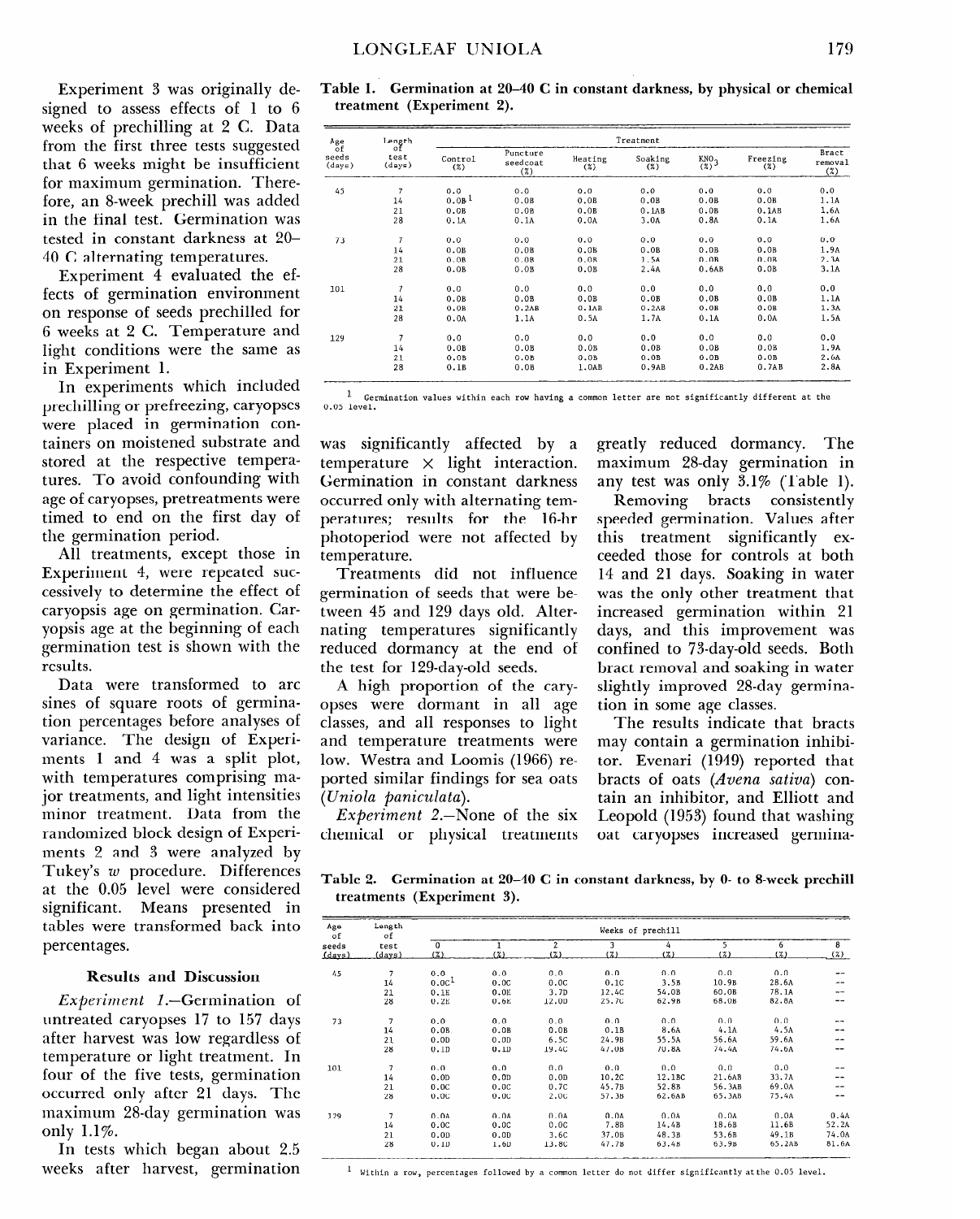Experiment 3 was originally designed to assess effects of 1 to 6 weeks of prechilling at 2 C. Data from the first three tests suggested that 6 weeks might be insufficient for maximum germination. Therefore, an 8-week prechill was added in the final test. Germination was tested in constant darkness at 20–40 C alternating temperatures.

Experiment 4 evaluated the effects of germination environment on response of seeds prechilled for 6 weeks at 2 C. Temperature and light conditions were the same as in Experiment 1.

In experiments which included prechilling or prefreezing, caryopses were placed in germination containers on moistened substrate and stored at the respective temperatures. To avoid confounding with age of caryopses, pretreatments were timed to end on the first day of the germination period.

All treatments, except those in Experiment 4, were repeated successively to determine the effect of caryopsis age on germination. Caryopsis age at the beginning of each germination test is shown with the results.

Data were transformed to arc sines of square roots of germination percentages before analyses of variance. The design of Experiments 1 and 4 was a split plot, with temperatures comprising major treatments, and light intensities minor treatment. Data from the randomized block design of Experiments 2 and 3 were analyzed by Tukey's *w* procedure. Differences at the 0.05 level were considered significant. Means presented in tables were transformed back into percentages.

## Results and Discussion

*Experiment 1.*—Germination of untreated caryopses 17 to 157 days after harvest was low regardless of temperature or light treatment. In four of the five tests, germination occurred only after 21 days. The maximum 28-day germination was only 1.1%.

In tests which began about 2.5 weeks after harvest, germination was significantly affected by a temperature × light interaction. Germination in constant darkness occurred only with alternating temperatures; results for the 16-hr photoperiod were not affected by temperature.

Treatments did not influence germination of seeds that were between 45 and 129 days old. Alternating temperatures significantly reduced dormancy at the end of the test for 129-day-old seeds.

A high proportion of the caryopses were dormant in all age classes, and all responses to light and temperature treatments were low. Westra and Loomis (1966) reported similar findings for sea oats (*Uniola paniculata*).

*Experiment 2.*—None of the six chemical or physical treatments greatly reduced dormancy. The maximum 28-day germination in any test was only 3.1% (Table 1).

Removing bracts consistently speeded germination. Values after this treatment significantly exceeded those for controls at both 14 and 21 days. Soaking in water was the only other treatment that increased germination within 21 days, and this improvement was confined to 73-day-old seeds. Both bract removal and soaking in water slightly improved 28-day germination in some age classes.

The results indicate that bracts may contain a germination inhibitor. Evenari (1949) reported that bracts of oats (*Avena sativa*) contain an inhibitor, and Elliott and Leopold (1953) found that washing oat caryopses increased germina-

**Table 1. Germination at 20–40 C in constant darkness, by physical or chemical treatment (Experiment 2).**

| Age of seeds (days) | Length of test (days) | Treatment | | | | | | |
|---|---|---|---|---|---|---|---|---|
| | | Control (%) | Puncture seedcoat (%) | Heating (%) | Soaking (%) | $KNO_3$ (%) | Freezing (%) | Bract removal (%) |
| 45 | 7 | 0.0 | 0.0 | 0.0 | 0.0 | 0.0 | 0.0 | 0.0 |
| | 14 | 0.0B[1] | 0.0B | 0.0B | 0.0B | 0.0B | 0.0B | 1.1A |
| | 21 | 0.0B | 0.0B | 0.0B | 0.1AB | 0.0B | 0.1AB | 1.6A |
| | 28 | 0.1A | 0.1A | 0.0A | 3.0A | 0.8A | 0.1A | 1.6A |
| 73 | 7 | 0.0 | 0.0 | 0.0 | 0.0 | 0.0 | 0.0 | 0.0 |
| | 14 | 0.0B | 0.0B | 0.0B | 0.0B | 0.0B | 0.0B | 1.9A |
| | 21 | 0.0B | 0.0B | 0.0B | 1.5A | 0.0B | 0.0B | 2.3A |
| | 28 | 0.0B | 0.0B | 0.0B | 2.4A | 0.6AB | 0.0B | 3.1A |
| 101 | 7 | 0.0 | 0.0 | 0.0 | 0.0 | 0.0 | 0.0 | 0.0 |
| | 14 | 0.0B | 0.0B | 0.0B | 0.0B | 0.0B | 0.0B | 1.1A |
| | 21 | 0.0B | 0.2AB | 0.1AB | 0.2AB | 0.0B | 0.0B | 1.3A |
| | 28 | 0.0A | 1.1A | 0.5A | 1.7A | 0.1A | 0.0A | 1.5A |
| 129 | 7 | 0.0 | 0.0 | 0.0 | 0.0 | 0.0 | 0.0 | 0.0 |
| | 14 | 0.0B | 0.0B | 0.0B | 0.0B | 0.0B | 0.0B | 1.9A |
| | 21 | 0.0B | 0.0B | 0.0B | 0.0B | 0.0B | 0.0B | 2.6A |
| | 28 | 0.1B | 0.0B | 1.0AB | 0.9AB | 0.2AB | 0.7AB | 2.8A |

[1] Germination values within each row having a common letter are not significantly different at the 0.05 level.

**Table 2. Germination at 20–40 C in constant darkness, by 0- to 8-week prechill treatments (Experiment 3).**

| Age of seeds (days) | Length of test (days) | Weeks of prechill | | | | | | | |
|---|---|---|---|---|---|---|---|---|---|
| | | 0 (%) | 1 (%) | 2 (%) | 3 (%) | 4 (%) | 5 (%) | 6 (%) | 8 (%) |
| 45 | 7 | 0.0 | 0.0 | 0.0 | 0.0 | 0.0 | 0.0 | 0.0 | -- |
| | 14 | 0.0C[1] | 0.0C | 0.0C | 0.1C | 3.5B | 10.9B | 28.6A | -- |
| | 21 | 0.1E | 0.0E | 3.7D | 12.4C | 54.0B | 60.0B | 78.1A | -- |
| | 28 | 0.2E | 0.6E | 12.0D | 25.7C | 62.9B | 68.0B | 82.8A | -- |
| 73 | 7 | 0.0 | 0.0 | 0.0 | 0.0 | 0.0 | 0.0 | 0.0 | -- |
| | 14 | 0.0B | 0.0B | 0.0B | 0.1B | 8.6A | 4.1A | 4.5A | -- |
| | 21 | 0.0D | 0.0D | 6.5C | 24.9B | 55.5A | 56.6A | 59.6A | -- |
| | 28 | 0.1D | 0.1D | 19.4C | 47.0B | 70.8A | 74.4A | 74.6A | -- |
| 101 | 7 | 0.0 | 0.0 | 0.0 | 0.0 | 0.0 | 0.0 | 0.0 | -- |
| | 14 | 0.0D | 0.0D | 0.0D | 10.2C | 12.1BC | 21.6AB | 33.7A | -- |
| | 21 | 0.0C | 0.0C | 0.7C | 45.7B | 52.8B | 56.3AB | 69.0A | -- |
| | 28 | 0.0C | 0.0C | 2.0C | 57.3B | 62.6AB | 65.3AB | 75.4A | -- |
| 129 | 7 | 0.0A | 0.0A | 0.0A | 0.0A | 0.0A | 0.0A | 0.0A | 0.4A |
| | 14 | 0.0C | 0.0C | 0.0C | 7.8B | 14.4B | 18.6B | 11.6B | 52.2A |
| | 21 | 0.0D | 0.0D | 3.6C | 37.0B | 48.3B | 53.6B | 49.1B | 74.0A |
| | 28 | 0.1D | 1.6D | 13.8C | 47.7B | 63.4B | 63.9B | 65.2AB | 81.6A |

[1] Within a row, percentages followed by a common letter do not differ significantly at the 0.05 level.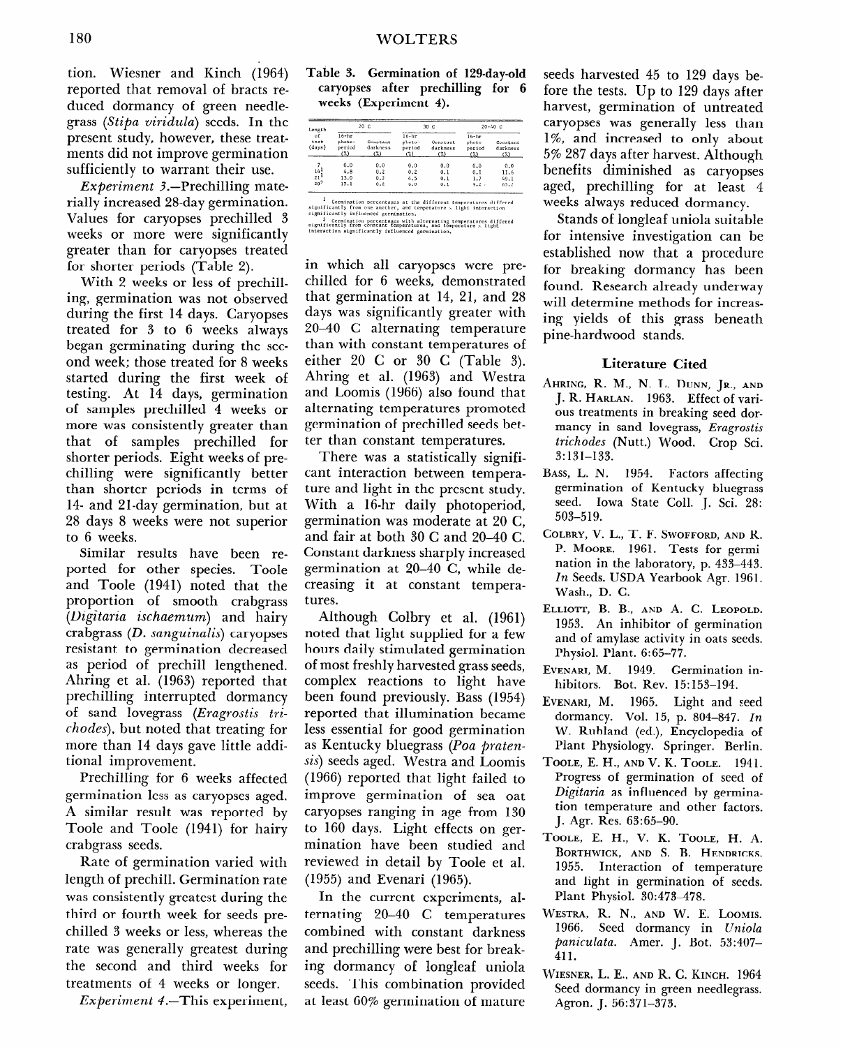tion. Wiesner and Kinch (1964) reported that removal of bracts reduced dormancy of green needlegrass (*Stipa viridula*) seeds. In the present study, however, these treatments did not improve germination sufficiently to warrant their use.

*Experiment 3.*—Prechilling materially increased 28-day germination. Values for caryopses prechilled 3 weeks or more were significantly greater than for caryopses treated for shorter periods (Table 2).

With 2 weeks or less of prechilling, germination was not observed during the first 14 days. Caryopses treated for 3 to 6 weeks always began germinating during the second week; those treated for 8 weeks started during the first week of testing. At 14 days, germination of samples prechilled 4 weeks or more was consistently greater than that of samples prechilled for shorter periods. Eight weeks of prechilling were significantly better than shorter periods in terms of 14- and 21-day germination, but at 28 days 8 weeks were not superior to 6 weeks.

Similar results have been reported for other species. Toole and Toole (1941) noted that the proportion of smooth crabgrass (*Digitaria ischaemum*) and hairy crabgrass (*D. sanguinalis*) caryopses resistant to germination decreased as period of prechill lengthened. Ahring et al. (1963) reported that prechilling interrupted dormancy of sand lovegrass (*Eragrostis trichodes*), but noted that treating for more than 14 days gave little additional improvement.

Prechilling for 6 weeks affected germination less as caryopses aged. A similar result was reported by Toole and Toole (1941) for hairy crabgrass seeds.

Rate of germination varied with length of prechill. Germination rate was consistently greatest during the third or fourth week for seeds prechilled 3 weeks or less, whereas the rate was generally greatest during the second and third weeks for treatments of 4 weeks or longer.

*Experiment 4.*—This experiment,

**Table 3. Germination of 129-day-old caryopses after prechilling for 6 weeks (Experiment 4).**

| Length of test (days) | 20 C | | 30 C | | 20–40 C | |
|---|---|---|---|---|---|---|
| | 16-hr photo-period (%) | Constant darkness (%) | 16-hr photo-period (%) | Constant darkness (%) | 16-hr photo period (%) | Constant darkness (%) |
| 7 | 0.0 | 0.0 | 0.0 | 0.0 | 0.0 | 0.0 |
| 14[1] | 4.8 | 0.2 | 0.2 | 0.1 | 0.1 | 11.6 |
| 21[1] | 13.0 | 0.2 | 4.5 | 0.1 | 1.7 | 49.1 |
| 28[2] | 17.1 | 0.2 | 6.0 | 0.1 | 9.2 | 63.2 |

[1] Germination percentages at the different temperatures differed significantly from one another, and temperature × light interaction significantly influenced germination.

[2] Germination percentages with alternating temperatures differed significantly from constant temperatures, and temperature × light interaction significantly influenced germination.

in which all caryopses were prechilled for 6 weeks, demonstrated that germination at 14, 21, and 28 days was significantly greater with 20–40 C alternating temperature than with constant temperatures of either 20 C or 30 C (Table 3). Ahring et al. (1963) and Westra and Loomis (1966) also found that alternating temperatures promoted germination of prechilled seeds better than constant temperatures.

There was a statistically significant interaction between temperature and light in the present study. With a 16-hr daily photoperiod, germination was moderate at 20 C, and fair at both 30 C and 20–40 C. Constant darkness sharply increased germination at 20–40 C, while decreasing it at constant temperatures.

Although Colbry et al. (1961) noted that light supplied for a few hours daily stimulated germination of most freshly harvested grass seeds, complex reactions to light have been found previously. Bass (1954) reported that illumination became less essential for good germination as Kentucky bluegrass (*Poa pratensis*) seeds aged. Westra and Loomis (1966) reported that light failed to improve germination of sea oat caryopses ranging in age from 130 to 160 days. Light effects on germination have been studied and reviewed in detail by Toole et al. (1955) and Evenari (1965).

In the current experiments, alternating 20–40 C temperatures combined with constant darkness and prechilling were best for breaking dormancy of longleaf uniola seeds. This combination provided at least 60% germination of mature seeds harvested 45 to 129 days before the tests. Up to 129 days after harvest, germination of untreated caryopses was generally less than 1%, and increased to only about 5% 287 days after harvest. Although benefits diminished as caryopses aged, prechilling for at least 4 weeks always reduced dormancy.

Stands of longleaf uniola suitable for intensive investigation can be established now that a procedure for breaking dormancy has been found. Research already underway will determine methods for increasing yields of this grass beneath pine-hardwood stands.

## Literature Cited

Ahring, R. M., N. L. Dunn, Jr., and J. R. Harlan. 1963. Effect of various treatments in breaking seed dormancy in sand lovegrass, *Eragrostis trichodes* (Nutt.) Wood. Crop Sci. 3:131–133.

Bass, L. N. 1954. Factors affecting germination of Kentucky bluegrass seed. Iowa State Coll. J. Sci. 28: 503–519.

Colbry, V. L., T. F. Swofford, and R. P. Moore. 1961. Tests for germination in the laboratory, p. 433–443. *In* Seeds. USDA Yearbook Agr. 1961. Wash., D. C.

Elliott, B. B., and A. C. Leopold. 1953. An inhibitor of germination and of amylase activity in oats seeds. Physiol. Plant. 6:65–77.

Evenari, M. 1949. Germination inhibitors. Bot. Rev. 15:153–194.

Evenari, M. 1965. Light and seed dormancy. Vol. 15, p. 804–847. *In* W. Ruhland (ed.), Encyclopedia of Plant Physiology. Springer. Berlin.

Toole, E. H., and V. K. Toole. 1941. Progress of germination of seed of *Digitaria* as influenced by germination temperature and other factors. J. Agr. Res. 63:65–90.

Toole, E. H., V. K. Toole, H. A. Borthwick, and S. B. Hendricks. 1955. Interaction of temperature and light in germination of seeds. Plant Physiol. 30:473–478.

Westra, R. N., and W. E. Loomis. 1966. Seed dormancy in *Uniola paniculata*. Amer. J. Bot. 53:407–411.

Wiesner, L. E., and R. C. Kinch. 1964 Seed dormancy in green needlegrass. Agron. J. 56:371–373.